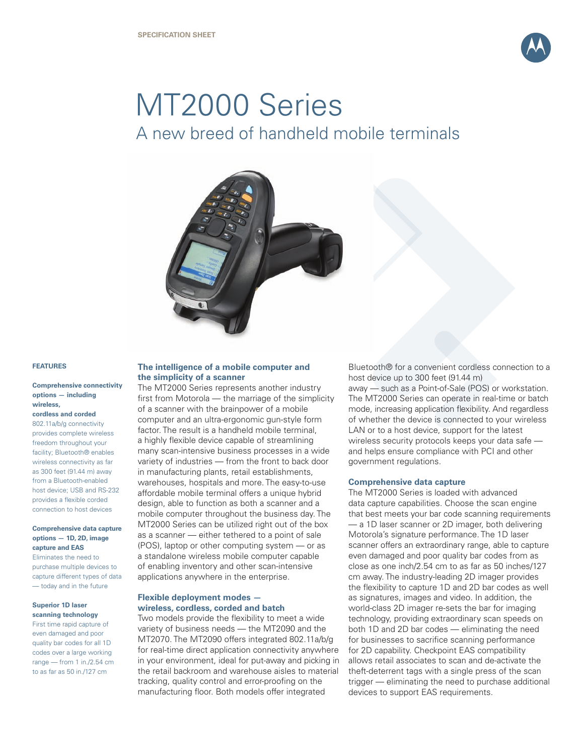SPECIFICATION SHEET

# MT2000 Series

## A new breed of handheld mobile terminals

### FEATURES

**Comprehensive connectivity options — including wireless, cordless and corded**

802.11a/b/g connectivity provides complete wireless freedom throughout your facility; Bluetooth® enables wireless connectivity as far as 300 feet (91.44 m) away from a Bluetooth-enabled host device; USB and RS-232 provides a flexible corded connection to host devices

**Comprehensive data capture options — 1D, 2D, image capture and EAS**

Eliminates the need to purchase multiple devices to capture different types of data — today and in the future

**Superior 1D laser scanning technology**

First time rapid capture of even damaged and poor quality bar codes for all 1D codes over a large working range — from 1 in./2.54 cm to as far as 50 in./127 cm

### The intelligence of a mobile computer and the simplicity of a scanner

The MT2000 Series represents another industry first from Motorola — the marriage of the simplicity of a scanner with the brainpower of a mobile computer and an ultra-ergonomic gun-style form factor. The result is a handheld mobile terminal, a highly flexible device capable of streamlining many scan-intensive business processes in a wide variety of industries — from the front to back door in manufacturing plants, retail establishments, warehouses, hospitals and more. The easy-to-use affordable mobile terminal offers a unique hybrid design, able to function as both a scanner and a mobile computer throughout the business day. The MT2000 Series can be utilized right out of the box as a scanner — either tethered to a point of sale (POS), laptop or other computing system — or as a standalone wireless mobile computer capable of enabling inventory and other scan-intensive applications anywhere in the enterprise.

### Flexible deployment modes — wireless, cordless, corded and batch

Two models provide the flexibility to meet a wide variety of business needs — the MT2090 and the MT2070. The MT2090 offers integrated 802.11a/b/g for real-time direct application connectivity anywhere in your environment, ideal for put-away and picking in the retail backroom and warehouse aisles to material tracking, quality control and error-proofing on the manufacturing floor. Both models offer integrated Bluetooth® for a convenient cordless connection to a host device up to 300 feet (91.44 m) away — such as a Point-of-Sale (POS) or workstation. The MT2000 Series can operate in real-time or batch mode, increasing application flexibility. And regardless of whether the device is connected to your wireless LAN or to a host device, support for the latest wireless security protocols keeps your data safe — and helps ensure compliance with PCI and other government regulations.

### Comprehensive data capture

The MT2000 Series is loaded with advanced data capture capabilities. Choose the scan engine that best meets your bar code scanning requirements — a 1D laser scanner or 2D imager, both delivering Motorola's signature performance. The 1D laser scanner offers an extraordinary range, able to capture even damaged and poor quality bar codes from as close as one inch/2.54 cm to as far as 50 inches/127 cm away. The industry-leading 2D imager provides the flexibility to capture 1D and 2D bar codes as well as signatures, images and video. In addition, the world-class 2D imager re-sets the bar for imaging technology, providing extraordinary scan speeds on both 1D and 2D bar codes — eliminating the need for businesses to sacrifice scanning performance for 2D capability. Checkpoint EAS compatibility allows retail associates to scan and de-activate the theft-deterrent tags with a single press of the scan trigger — eliminating the need to purchase additional devices to support EAS requirements.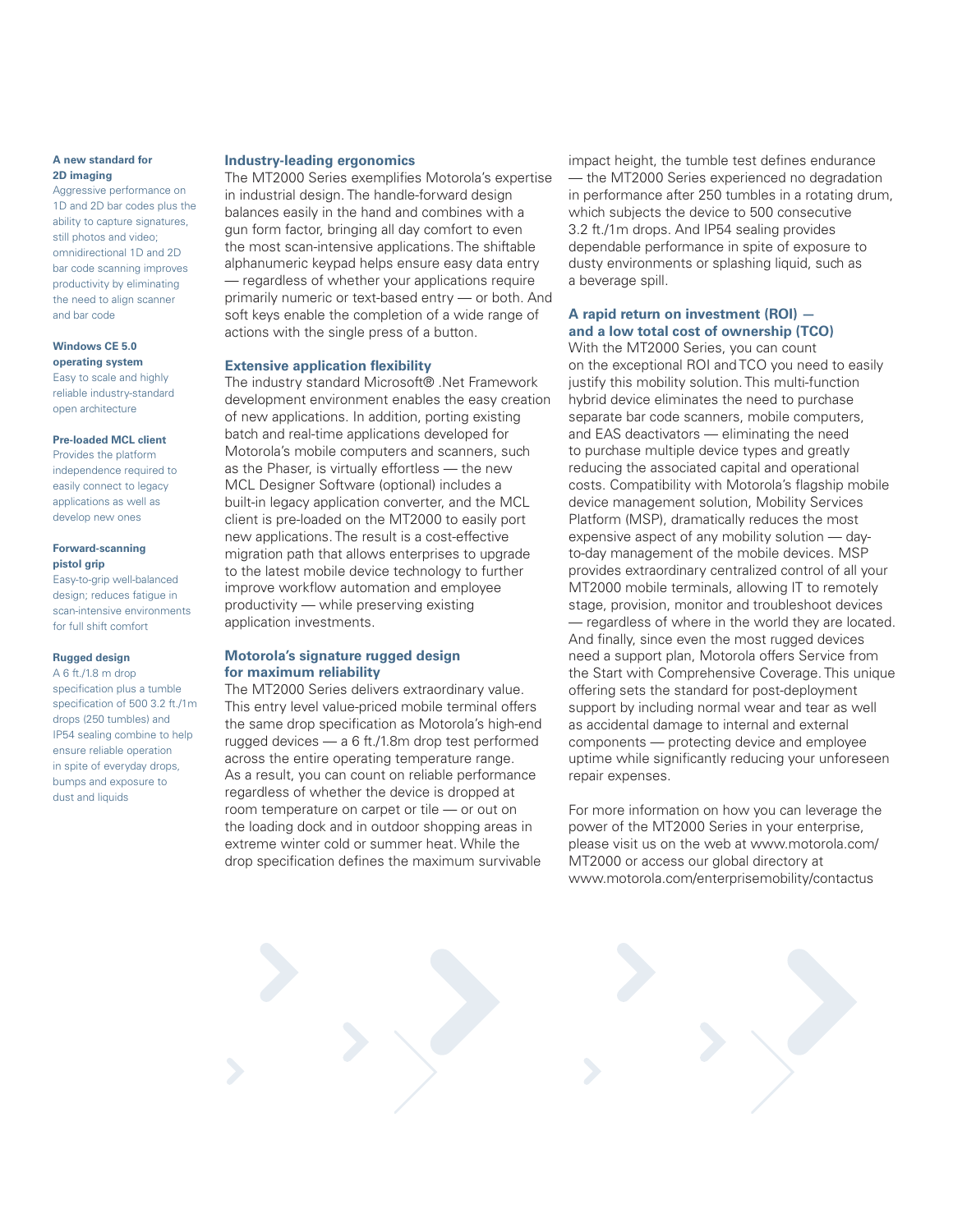**A new standard for 2D imaging**
Aggressive performance on 1D and 2D bar codes plus the ability to capture signatures, still photos and video; omnidirectional 1D and 2D bar code scanning improves productivity by eliminating the need to align scanner and bar code

**Windows CE 5.0 operating system**
Easy to scale and highly reliable industry-standard open architecture

**Pre-loaded MCL client**
Provides the platform independence required to easily connect to legacy applications as well as develop new ones

**Forward-scanning pistol grip**
Easy-to-grip well-balanced design; reduces fatigue in scan-intensive environments for full shift comfort

**Rugged design**
A 6 ft./1.8 m drop specification plus a tumble specification of 500 3.2 ft./1m drops (250 tumbles) and IP54 sealing combine to help ensure reliable operation in spite of everyday drops, bumps and exposure to dust and liquids

### Industry-leading ergonomics

The MT2000 Series exemplifies Motorola's expertise in industrial design. The handle-forward design balances easily in the hand and combines with a gun form factor, bringing all day comfort to even the most scan-intensive applications. The shiftable alphanumeric keypad helps ensure easy data entry — regardless of whether your applications require primarily numeric or text-based entry — or both. And soft keys enable the completion of a wide range of actions with the single press of a button.

### Extensive application flexibility

The industry standard Microsoft® .Net Framework development environment enables the easy creation of new applications. In addition, porting existing batch and real-time applications developed for Motorola's mobile computers and scanners, such as the Phaser, is virtually effortless — the new MCL Designer Software (optional) includes a built-in legacy application converter, and the MCL client is pre-loaded on the MT2000 to easily port new applications. The result is a cost-effective migration path that allows enterprises to upgrade to the latest mobile device technology to further improve workflow automation and employee productivity — while preserving existing application investments.

### Motorola's signature rugged design for maximum reliability

The MT2000 Series delivers extraordinary value. This entry level value-priced mobile terminal offers the same drop specification as Motorola's high-end rugged devices — a 6 ft./1.8m drop test performed across the entire operating temperature range. As a result, you can count on reliable performance regardless of whether the device is dropped at room temperature on carpet or tile — or out on the loading dock and in outdoor shopping areas in extreme winter cold or summer heat. While the drop specification defines the maximum survivable impact height, the tumble test defines endurance — the MT2000 Series experienced no degradation in performance after 250 tumbles in a rotating drum, which subjects the device to 500 consecutive 3.2 ft./1m drops. And IP54 sealing provides dependable performance in spite of exposure to dusty environments or splashing liquid, such as a beverage spill.

### A rapid return on investment (ROI) — and a low total cost of ownership (TCO)

With the MT2000 Series, you can count on the exceptional ROI and TCO you need to easily justify this mobility solution. This multi-function hybrid device eliminates the need to purchase separate bar code scanners, mobile computers, and EAS deactivators — eliminating the need to purchase multiple device types and greatly reducing the associated capital and operational costs. Compatibility with Motorola's flagship mobile device management solution, Mobility Services Platform (MSP), dramatically reduces the most expensive aspect of any mobility solution — day-to-day management of the mobile devices. MSP provides extraordinary centralized control of all your MT2000 mobile terminals, allowing IT to remotely stage, provision, monitor and troubleshoot devices — regardless of where in the world they are located. And finally, since even the most rugged devices need a support plan, Motorola offers Service from the Start with Comprehensive Coverage. This unique offering sets the standard for post-deployment support by including normal wear and tear as well as accidental damage to internal and external components — protecting device and employee uptime while significantly reducing your unforeseen repair expenses.

For more information on how you can leverage the power of the MT2000 Series in your enterprise, please visit us on the web at www.motorola.com/MT2000 or access our global directory at www.motorola.com/enterprisemobility/contactus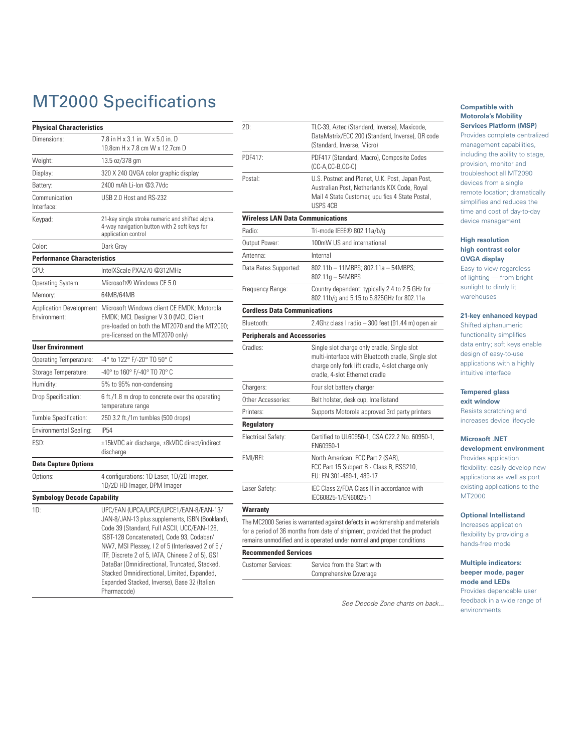# MT2000 Specifications

| Physical Characteristics | |
|---|---|
| Dimensions: | 7.8 in H x 3.1 in. W x 5.0 in. D<br>19.8cm H x 7.8 cm W x 12.7cm D |
| Weight: | 13.5 oz/378 gm |
| Display: | 320 X 240 QVGA color graphic display |
| Battery: | 2400 mAh Li-Ion @3.7Vdc |
| Communication Interface: | USB 2.0 Host and RS-232 |
| Keypad: | 21-key single stroke numeric and shifted alpha, 4-way navigation button with 2 soft keys for application control |
| Color: | Dark Gray |
| **Performance Characteristics** | |
| CPU: | IntelXScale PXA270 @312MHz |
| Operating System: | Microsoft® Windows CE 5.0 |
| Memory: | 64MB/64MB |
| Application Development Environment: | Microsoft Windows client CE EMDK; Motorola EMDK; MCL Designer V 3.0 (MCL Client pre-loaded on both the MT2070 and the MT2090; pre-licensed on the MT2070 only) |
| **User Environment** | |
| Operating Temperature: | -4° to 122° F/-20° TO 50° C |
| Storage Temperature: | -40° to 160° F/-40° TO 70° C |
| Humidity: | 5% to 95% non-condensing |
| Drop Specification: | 6 ft./1.8 m drop to concrete over the operating temperature range |
| Tumble Specification: | 250 3.2 ft./1m tumbles (500 drops) |
| Environmental Sealing: | IP54 |
| ESD: | ±15kVDC air discharge, ±8kVDC direct/indirect discharge |
| **Data Capture Options** | |
| Options: | 4 configurations: 1D Laser, 1D/2D Imager, 1D/2D HD Imager, DPM Imager |
| **Symbology Decode Capability** | |
| 1D: | UPC/EAN (UPCA/UPCE/UPCE1/EAN-8/EAN-13/JAN-8/JAN-13 plus supplements, ISBN (Bookland), Code 39 (Standard, Full ASCII, UCC/EAN-128, ISBT-128 Concatenated), Code 93, Codabar/NW7, MSI Plessey, I 2 of 5 (Interleaved 2 of 5 / ITF, Discrete 2 of 5, IATA, Chinese 2 of 5), GS1 DataBar (Omnidirectional, Truncated, Stacked, Stacked Omnidirectional, Limited, Expanded, Expanded Stacked, Inverse), Base 32 (Italian Pharmacode) |
| 2D: | TLC-39, Aztec (Standard, Inverse), Maxicode, DataMatrix/ECC 200 (Standard, Inverse), QR code (Standard, Inverse, Micro) |
| PDF417: | PDF417 (Standard, Macro), Composite Codes (CC-A,CC-B,CC-C) |
| Postal: | U.S. Postnet and Planet, U.K. Post, Japan Post, Australian Post, Netherlands KIX Code, Royal Mail 4 State Customer, upu fics 4 State Postal, USPS 4CB |
| **Wireless LAN Data Communications** | |
| Radio: | Tri-mode IEEE® 802.11a/b/g |
| Output Power: | 100mW US and international |
| Antenna: | Internal |
| Data Rates Supported: | 802.11b – 11MBPS; 802.11a – 54MBPS; 802.11g – 54MBPS |
| Frequency Range: | Country dependant: typically 2.4 to 2.5 GHz for 802.11b/g and 5.15 to 5.825GHz for 802.11a |
| **Cordless Data Communications** | |
| Bluetooth: | 2.4Ghz class I radio – 300 feet (91.44 m) open air |
| **Peripherals and Accessories** | |
| Cradles: | Single slot charge only cradle, Single slot multi-interface with Bluetooth cradle, Single slot charge only fork lift cradle, 4-slot charge only cradle, 4-slot Ethernet cradle |
| Chargers: | Four slot battery charger |
| Other Accessories: | Belt holster, desk cup, Intellistand |
| Printers: | Supports Motorola approved 3rd party printers |
| **Regulatory** | |
| Electrical Safety: | Certified to UL60950-1, CSA C22.2 No. 60950-1, EN60950-1 |
| EMI/RFI: | North American: FCC Part 2 (SAR), FCC Part 15 Subpart B - Class B, RSS210, EU: EN 301-489-1, 489-17 |
| Laser Safety: | IEC Class 2/FDA Class II in accordance with IEC60825-1/EN60825-1 |

**Warranty**

The MC2000 Series is warranted against defects in workmanship and materials for a period of 36 months from date of shipment, provided that the product remains unmodified and is operated under normal and proper conditions

| Recommended Services | |
|---|---|
| Customer Services: | Service from the Start with Comprehensive Coverage |

*See Decode Zone charts on back...*

**Compatible with Motorola's Mobility Services Platform (MSP)**
Provides complete centralized management capabilities, including the ability to stage, provision, monitor and troubleshoot all MT2090 devices from a single remote location; dramatically simplifies and reduces the time and cost of day-to-day device management

**High resolution high contrast color QVGA display**
Easy to view regardless of lighting — from bright sunlight to dimly lit warehouses

**21-key enhanced keypad**
Shifted alphanumeric functionality simplifies data entry; soft keys enable design of easy-to-use applications with a highly intuitive interface

**Tempered glass exit window**
Resists scratching and increases device lifecycle

**Microsoft .NET development environment**
Provides application flexibility: easily develop new applications as well as port existing applications to the MT2000

**Optional Intellistand**
Increases application flexibility by providing a hands-free mode

**Multiple indicators: beeper mode, pager mode and LEDs**
Provides dependable user feedback in a wide range of environments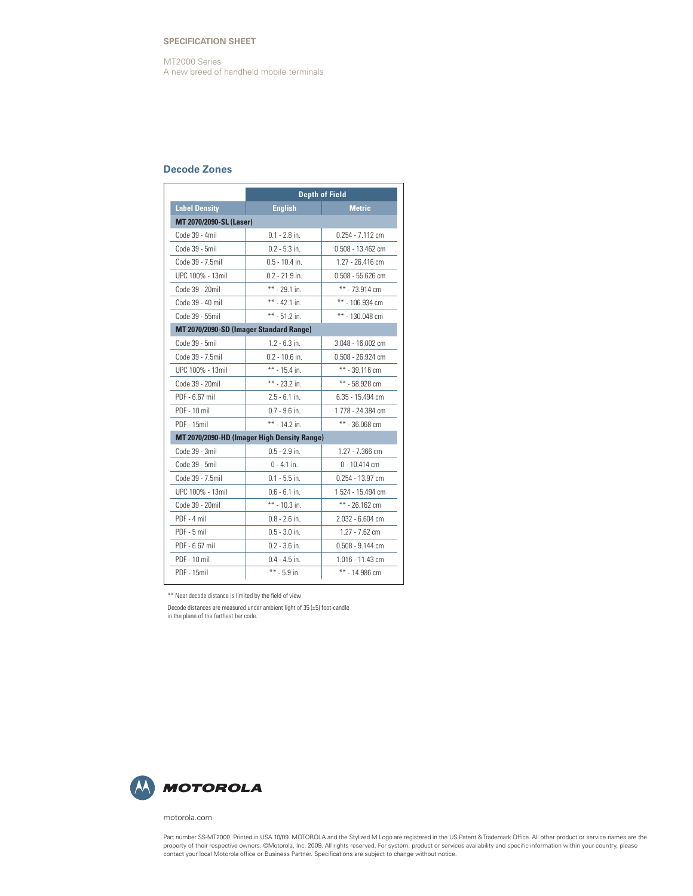SPECIFICATION SHEET

MT2000 Series
A new breed of handheld mobile terminals

## Decode Zones

| | Depth of Field | |
|---|---|---|
| **Label Density** | **English** | **Metric** |
| **MT 2070/2090-SL (Laser)** | | |
| Code 39 - 4mil | 0.1 - 2.8 in. | 0.254 - 7.112 cm |
| Code 39 - 5mil | 0.2 - 5.3 in. | 0.508 - 13.462 cm |
| Code 39 - 7.5mil | 0.5 - 10.4 in. | 1.27 - 26.416 cm |
| UPC 100% - 13mil | 0.2 - 21.9 in. | 0.508 - 55.626 cm |
| Code 39 - 20mil | ** - 29.1 in. | ** - 73.914 cm |
| Code 39 - 40 mil | ** - 42.1 in. | ** - 106.934 cm |
| Code 39 - 55mil | ** - 51.2 in. | ** - 130.048 cm |
| **MT 2070/2090-SD (Imager Standard Range)** | | |
| Code 39 - 5mil | 1.2 - 6.3 in. | 3.048 - 16.002 cm |
| Code 39 - 7.5mil | 0.2 - 10.6 in. | 0.508 - 26.924 cm |
| UPC 100% - 13mil | ** - 15.4 in. | ** - 39.116 cm |
| Code 39 - 20mil | ** - 23.2 in. | ** - 58.928 cm |
| PDF - 6.67 mil | 2.5 - 6.1 in. | 6.35 - 15.494 cm |
| PDF - 10 mil | 0.7 - 9.6 in. | 1.778 - 24.384 cm |
| PDF - 15mil | ** - 14.2 in. | ** - 36.068 cm |
| **MT 2070/2090-HD (Imager High Density Range)** | | |
| Code 39 - 3mil | 0.5 - 2.9 in. | 1.27 - 7.366 cm |
| Code 39 - 5mil | 0 - 4.1 in. | 0 - 10.414 cm |
| Code 39 - 7.5mil | 0.1 - 5.5 in. | 0.254 - 13.97 cm |
| UPC 100% - 13mil | 0.6 - 6.1 in. | 1.524 - 15.494 cm |
| Code 39 - 20mil | ** - 10.3 in. | ** - 26.162 cm |
| PDF - 4 mil | 0.8 - 2.6 in. | 2.032 - 6.604 cm |
| PDF - 5 mil | 0.5 - 3.0 in. | 1.27 - 7.62 cm |
| PDF - 6.67 mil | 0.2 - 3.6 in. | 0.508 - 9.144 cm |
| PDF - 10 mil | 0.4 - 4.5 in. | 1.016 - 11.43 cm |
| PDF - 15mil | ** - 5.9 in. | ** - 14.986 cm |

** Near decode distance is limited by the field of view

Decode distances are measured under ambient light of 35 (±5) foot-candle in the plane of the farthest bar code.

MOTOROLA

motorola.com

Part number SS-MT2000. Printed in USA 10/09. MOTOROLA and the Stylized M Logo are registered in the US Patent & Trademark Office. All other product or service names are the property of their respective owners. ©Motorola, Inc. 2009. All rights reserved. For system, product or services availability and specific information within your country, please contact your local Motorola office or Business Partner. Specifications are subject to change without notice.